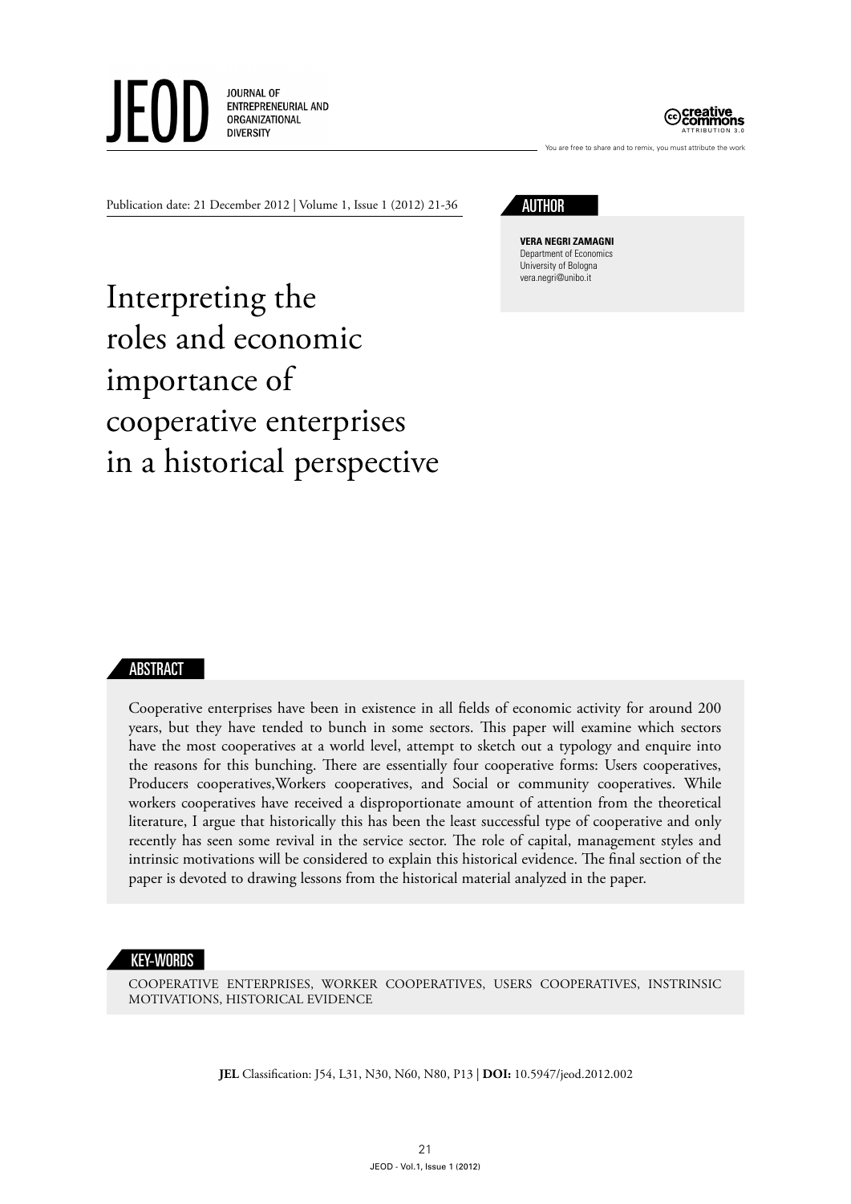Publication date: 21 December 2012 | Volume 1, Issue 1 (2012) 21-36

## AUTHOR

**VERA NEGRI ZAMAGNI**
Department of Economics
University of Bologna
vera.negri@unibo.it

# Interpreting the roles and economic importance of cooperative enterprises in a historical perspective

## ABSTRACT

Cooperative enterprises have been in existence in all fields of economic activity for around 200 years, but they have tended to bunch in some sectors. This paper will examine which sectors have the most cooperatives at a world level, attempt to sketch out a typology and enquire into the reasons for this bunching. There are essentially four cooperative forms: Users cooperatives, Producers cooperatives,Workers cooperatives, and Social or community cooperatives. While workers cooperatives have received a disproportionate amount of attention from the theoretical literature, I argue that historically this has been the least successful type of cooperative and only recently has seen some revival in the service sector. The role of capital, management styles and intrinsic motivations will be considered to explain this historical evidence. The final section of the paper is devoted to drawing lessons from the historical material analyzed in the paper.

## KEY-WORDS

COOPERATIVE ENTERPRISES, WORKER COOPERATIVES, USERS COOPERATIVES, INSTRINSIC MOTIVATIONS, HISTORICAL EVIDENCE

**JEL** Classification: J54, L31, N30, N60, N80, P13 | **DOI:** 10.5947/jeod.2012.002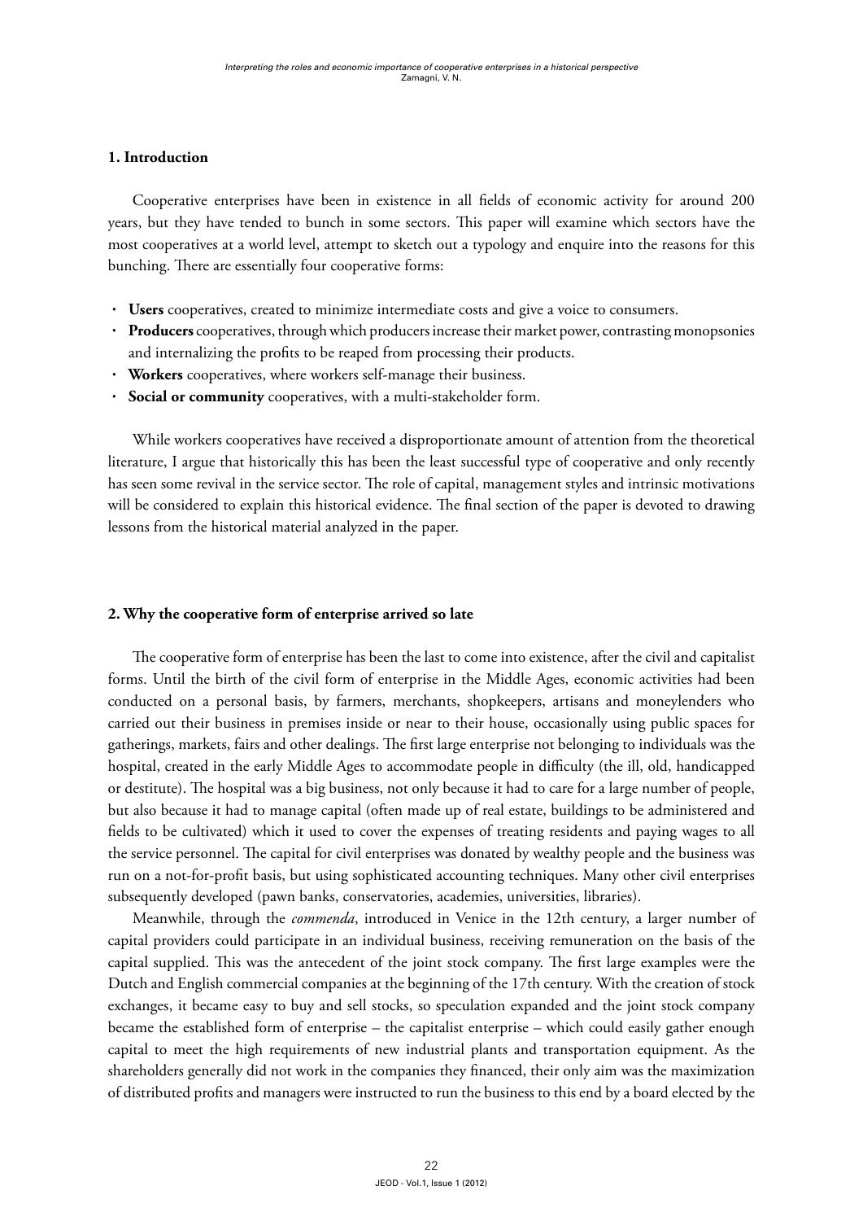## 1. Introduction

Cooperative enterprises have been in existence in all fields of economic activity for around 200 years, but they have tended to bunch in some sectors. This paper will examine which sectors have the most cooperatives at a world level, attempt to sketch out a typology and enquire into the reasons for this bunching. There are essentially four cooperative forms:

- **Users** cooperatives, created to minimize intermediate costs and give a voice to consumers.
- **Producers** cooperatives, through which producers increase their market power, contrasting monopsonies and internalizing the profits to be reaped from processing their products.
- **Workers** cooperatives, where workers self-manage their business.
- **Social or community** cooperatives, with a multi-stakeholder form.

While workers cooperatives have received a disproportionate amount of attention from the theoretical literature, I argue that historically this has been the least successful type of cooperative and only recently has seen some revival in the service sector. The role of capital, management styles and intrinsic motivations will be considered to explain this historical evidence. The final section of the paper is devoted to drawing lessons from the historical material analyzed in the paper.

## 2. Why the cooperative form of enterprise arrived so late

The cooperative form of enterprise has been the last to come into existence, after the civil and capitalist forms. Until the birth of the civil form of enterprise in the Middle Ages, economic activities had been conducted on a personal basis, by farmers, merchants, shopkeepers, artisans and moneylenders who carried out their business in premises inside or near to their house, occasionally using public spaces for gatherings, markets, fairs and other dealings. The first large enterprise not belonging to individuals was the hospital, created in the early Middle Ages to accommodate people in difficulty (the ill, old, handicapped or destitute). The hospital was a big business, not only because it had to care for a large number of people, but also because it had to manage capital (often made up of real estate, buildings to be administered and fields to be cultivated) which it used to cover the expenses of treating residents and paying wages to all the service personnel. The capital for civil enterprises was donated by wealthy people and the business was run on a not-for-profit basis, but using sophisticated accounting techniques. Many other civil enterprises subsequently developed (pawn banks, conservatories, academies, universities, libraries).

Meanwhile, through the *commenda*, introduced in Venice in the 12th century, a larger number of capital providers could participate in an individual business, receiving remuneration on the basis of the capital supplied. This was the antecedent of the joint stock company. The first large examples were the Dutch and English commercial companies at the beginning of the 17th century. With the creation of stock exchanges, it became easy to buy and sell stocks, so speculation expanded and the joint stock company became the established form of enterprise – the capitalist enterprise – which could easily gather enough capital to meet the high requirements of new industrial plants and transportation equipment. As the shareholders generally did not work in the companies they financed, their only aim was the maximization of distributed profits and managers were instructed to run the business to this end by a board elected by the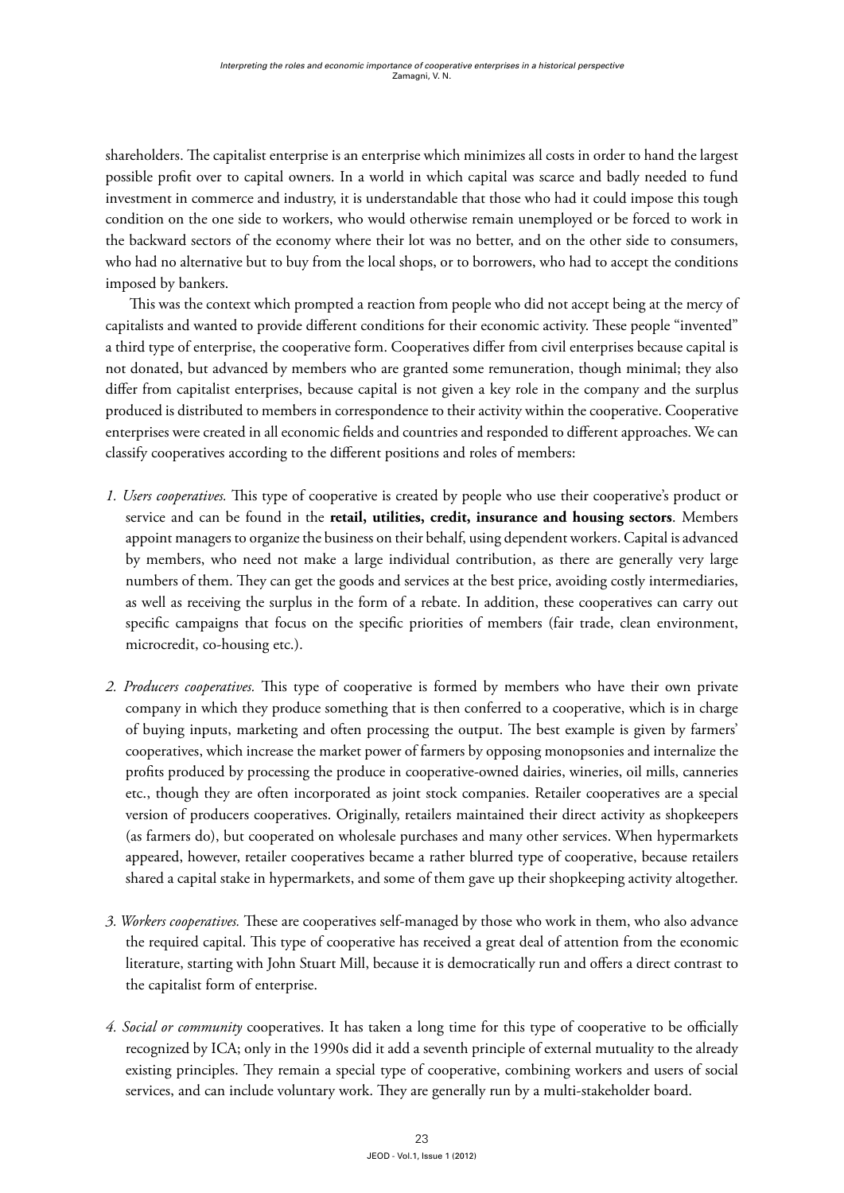shareholders. The capitalist enterprise is an enterprise which minimizes all costs in order to hand the largest possible profit over to capital owners. In a world in which capital was scarce and badly needed to fund investment in commerce and industry, it is understandable that those who had it could impose this tough condition on the one side to workers, who would otherwise remain unemployed or be forced to work in the backward sectors of the economy where their lot was no better, and on the other side to consumers, who had no alternative but to buy from the local shops, or to borrowers, who had to accept the conditions imposed by bankers.

This was the context which prompted a reaction from people who did not accept being at the mercy of capitalists and wanted to provide different conditions for their economic activity. These people "invented" a third type of enterprise, the cooperative form. Cooperatives differ from civil enterprises because capital is not donated, but advanced by members who are granted some remuneration, though minimal; they also differ from capitalist enterprises, because capital is not given a key role in the company and the surplus produced is distributed to members in correspondence to their activity within the cooperative. Cooperative enterprises were created in all economic fields and countries and responded to different approaches. We can classify cooperatives according to the different positions and roles of members:

1. *Users cooperatives.* This type of cooperative is created by people who use their cooperative's product or service and can be found in the **retail, utilities, credit, insurance and housing sectors**. Members appoint managers to organize the business on their behalf, using dependent workers. Capital is advanced by members, who need not make a large individual contribution, as there are generally very large numbers of them. They can get the goods and services at the best price, avoiding costly intermediaries, as well as receiving the surplus in the form of a rebate. In addition, these cooperatives can carry out specific campaigns that focus on the specific priorities of members (fair trade, clean environment, microcredit, co-housing etc.).

2. *Producers cooperatives.* This type of cooperative is formed by members who have their own private company in which they produce something that is then conferred to a cooperative, which is in charge of buying inputs, marketing and often processing the output. The best example is given by farmers' cooperatives, which increase the market power of farmers by opposing monopsonies and internalize the profits produced by processing the produce in cooperative-owned dairies, wineries, oil mills, canneries etc., though they are often incorporated as joint stock companies. Retailer cooperatives are a special version of producers cooperatives. Originally, retailers maintained their direct activity as shopkeepers (as farmers do), but cooperated on wholesale purchases and many other services. When hypermarkets appeared, however, retailer cooperatives became a rather blurred type of cooperative, because retailers shared a capital stake in hypermarkets, and some of them gave up their shopkeeping activity altogether.

3. *Workers cooperatives.* These are cooperatives self-managed by those who work in them, who also advance the required capital. This type of cooperative has received a great deal of attention from the economic literature, starting with John Stuart Mill, because it is democratically run and offers a direct contrast to the capitalist form of enterprise.

4. *Social or community* cooperatives. It has taken a long time for this type of cooperative to be officially recognized by ICA; only in the 1990s did it add a seventh principle of external mutuality to the already existing principles. They remain a special type of cooperative, combining workers and users of social services, and can include voluntary work. They are generally run by a multi-stakeholder board.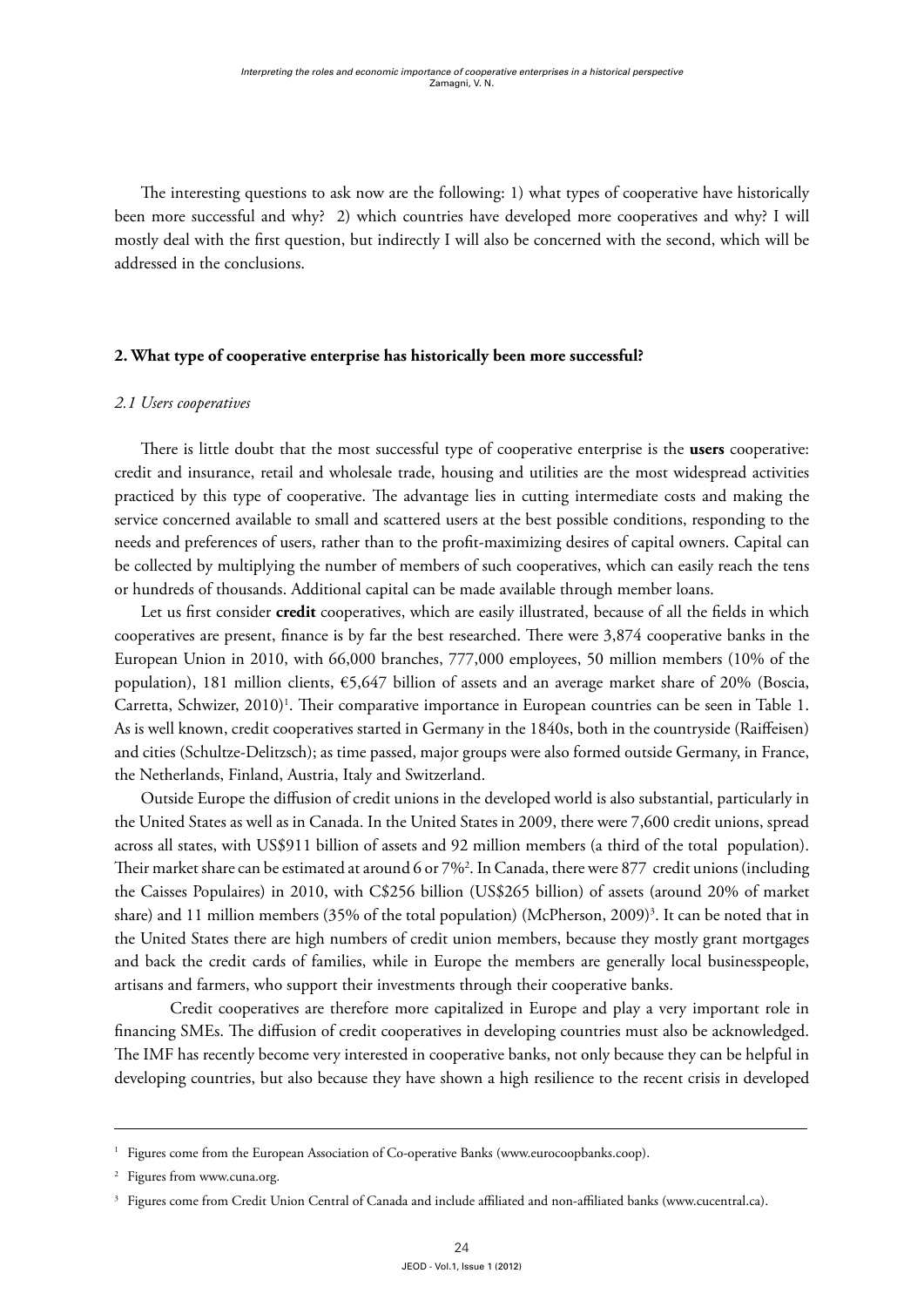The interesting questions to ask now are the following: 1) what types of cooperative have historically been more successful and why? 2) which countries have developed more cooperatives and why? I will mostly deal with the first question, but indirectly I will also be concerned with the second, which will be addressed in the conclusions.

## 2. What type of cooperative enterprise has historically been more successful?

### *2.1 Users cooperatives*

There is little doubt that the most successful type of cooperative enterprise is the **users** cooperative: credit and insurance, retail and wholesale trade, housing and utilities are the most widespread activities practiced by this type of cooperative. The advantage lies in cutting intermediate costs and making the service concerned available to small and scattered users at the best possible conditions, responding to the needs and preferences of users, rather than to the profit-maximizing desires of capital owners. Capital can be collected by multiplying the number of members of such cooperatives, which can easily reach the tens or hundreds of thousands. Additional capital can be made available through member loans.

Let us first consider **credit** cooperatives, which are easily illustrated, because of all the fields in which cooperatives are present, finance is by far the best researched. There were 3,874 cooperative banks in the European Union in 2010, with 66,000 branches, 777,000 employees, 50 million members (10% of the population), 181 million clients, €5,647 billion of assets and an average market share of 20% (Boscia, Carretta, Schwizer, 2010)[1]. Their comparative importance in European countries can be seen in Table 1. As is well known, credit cooperatives started in Germany in the 1840s, both in the countryside (Raiffeisen) and cities (Schultze-Delitzsch); as time passed, major groups were also formed outside Germany, in France, the Netherlands, Finland, Austria, Italy and Switzerland.

Outside Europe the diffusion of credit unions in the developed world is also substantial, particularly in the United States as well as in Canada. In the United States in 2009, there were 7,600 credit unions, spread across all states, with US$911 billion of assets and 92 million members (a third of the total population). Their market share can be estimated at around 6 or 7%[2]. In Canada, there were 877 credit unions (including the Caisses Populaires) in 2010, with C$256 billion (US$265 billion) of assets (around 20% of market share) and 11 million members (35% of the total population) (McPherson, 2009)[3]. It can be noted that in the United States there are high numbers of credit union members, because they mostly grant mortgages and back the credit cards of families, while in Europe the members are generally local businesspeople, artisans and farmers, who support their investments through their cooperative banks.

Credit cooperatives are therefore more capitalized in Europe and play a very important role in financing SMEs. The diffusion of credit cooperatives in developing countries must also be acknowledged. The IMF has recently become very interested in cooperative banks, not only because they can be helpful in developing countries, but also because they have shown a high resilience to the recent crisis in developed

---

[1] Figures come from the European Association of Co-operative Banks (www.eurocoopbanks.coop).

[2] Figures from www.cuna.org.

[3] Figures come from Credit Union Central of Canada and include affiliated and non-affiliated banks (www.cucentral.ca).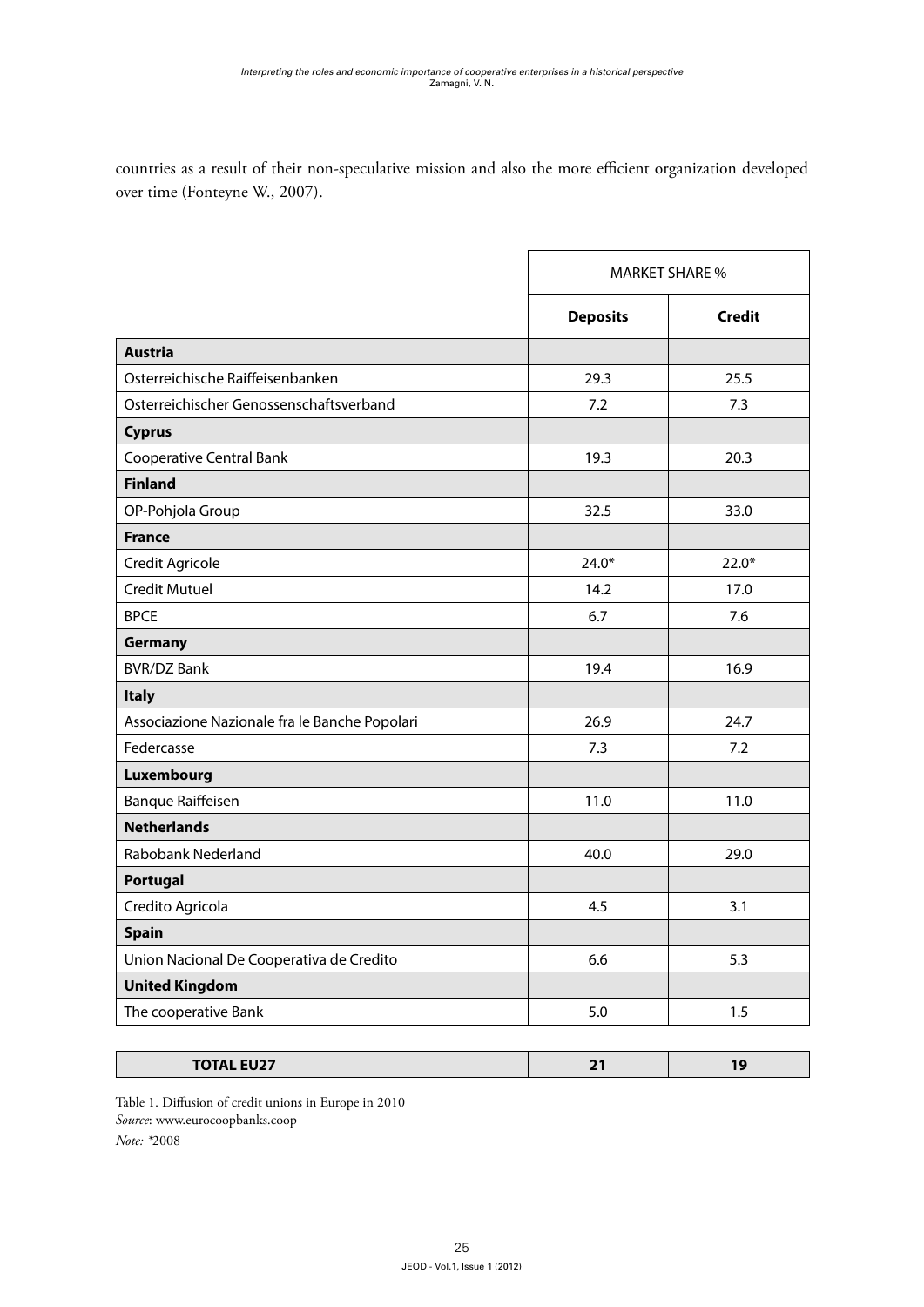countries as a result of their non-speculative mission and also the more efficient organization developed over time (Fonteyne W., 2007).

| | MARKET SHARE % | |
|---|---|---|
| | **Deposits** | **Credit** |
| **Austria** | | |
| Osterreichische Raiffeisenbanken | 29.3 | 25.5 |
| Osterreichischer Genossenschaftsverband | 7.2 | 7.3 |
| **Cyprus** | | |
| Cooperative Central Bank | 19.3 | 20.3 |
| **Finland** | | |
| OP-Pohjola Group | 32.5 | 33.0 |
| **France** | | |
| Credit Agricole | 24.0* | 22.0* |
| Credit Mutuel | 14.2 | 17.0 |
| BPCE | 6.7 | 7.6 |
| **Germany** | | |
| BVR/DZ Bank | 19.4 | 16.9 |
| **Italy** | | |
| Associazione Nazionale fra le Banche Popolari | 26.9 | 24.7 |
| Federcasse | 7.3 | 7.2 |
| **Luxembourg** | | |
| Banque Raiffeisen | 11.0 | 11.0 |
| **Netherlands** | | |
| Rabobank Nederland | 40.0 | 29.0 |
| **Portugal** | | |
| Credito Agricola | 4.5 | 3.1 |
| **Spain** | | |
| Union Nacional De Cooperativa de Credito | 6.6 | 5.3 |
| **United Kingdom** | | |
| The cooperative Bank | 5.0 | 1.5 |
| **TOTAL EU27** | **21** | **19** |

Table 1. Diffusion of credit unions in Europe in 2010
*Source*: www.eurocoopbanks.coop
*Note:* *2008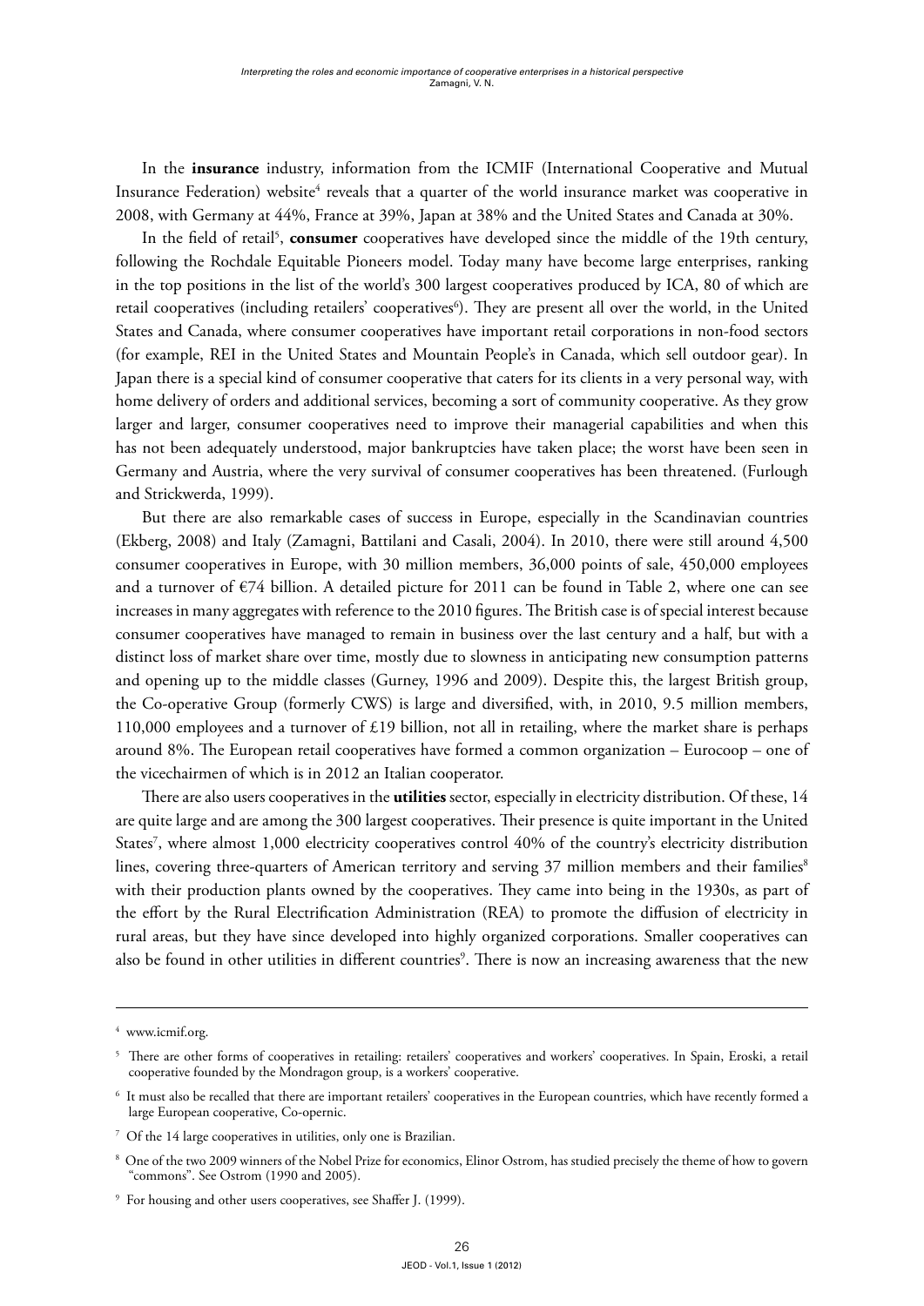In the **insurance** industry, information from the ICMIF (International Cooperative and Mutual Insurance Federation) website[4] reveals that a quarter of the world insurance market was cooperative in 2008, with Germany at 44%, France at 39%, Japan at 38% and the United States and Canada at 30%.

In the field of retail[5], **consumer** cooperatives have developed since the middle of the 19th century, following the Rochdale Equitable Pioneers model. Today many have become large enterprises, ranking in the top positions in the list of the world's 300 largest cooperatives produced by ICA, 80 of which are retail cooperatives (including retailers' cooperatives[6]). They are present all over the world, in the United States and Canada, where consumer cooperatives have important retail corporations in non-food sectors (for example, REI in the United States and Mountain People's in Canada, which sell outdoor gear). In Japan there is a special kind of consumer cooperative that caters for its clients in a very personal way, with home delivery of orders and additional services, becoming a sort of community cooperative. As they grow larger and larger, consumer cooperatives need to improve their managerial capabilities and when this has not been adequately understood, major bankruptcies have taken place; the worst have been seen in Germany and Austria, where the very survival of consumer cooperatives has been threatened. (Furlough and Strickwerda, 1999).

But there are also remarkable cases of success in Europe, especially in the Scandinavian countries (Ekberg, 2008) and Italy (Zamagni, Battilani and Casali, 2004). In 2010, there were still around 4,500 consumer cooperatives in Europe, with 30 million members, 36,000 points of sale, 450,000 employees and a turnover of €74 billion. A detailed picture for 2011 can be found in Table 2, where one can see increases in many aggregates with reference to the 2010 figures. The British case is of special interest because consumer cooperatives have managed to remain in business over the last century and a half, but with a distinct loss of market share over time, mostly due to slowness in anticipating new consumption patterns and opening up to the middle classes (Gurney, 1996 and 2009). Despite this, the largest British group, the Co-operative Group (formerly CWS) is large and diversified, with, in 2010, 9.5 million members, 110,000 employees and a turnover of £19 billion, not all in retailing, where the market share is perhaps around 8%. The European retail cooperatives have formed a common organization – Eurocoop – one of the vicechairmen of which is in 2012 an Italian cooperator.

There are also users cooperatives in the **utilities** sector, especially in electricity distribution. Of these, 14 are quite large and are among the 300 largest cooperatives. Their presence is quite important in the United States[7], where almost 1,000 electricity cooperatives control 40% of the country's electricity distribution lines, covering three-quarters of American territory and serving 37 million members and their families[8] with their production plants owned by the cooperatives. They came into being in the 1930s, as part of the effort by the Rural Electrification Administration (REA) to promote the diffusion of electricity in rural areas, but they have since developed into highly organized corporations. Smaller cooperatives can also be found in other utilities in different countries[9]. There is now an increasing awareness that the new

---

[4] www.icmif.org.

[5] There are other forms of cooperatives in retailing: retailers' cooperatives and workers' cooperatives. In Spain, Eroski, a retail cooperative founded by the Mondragon group, is a workers' cooperative.

[6] It must also be recalled that there are important retailers' cooperatives in the European countries, which have recently formed a large European cooperative, Co-opernic.

[7] Of the 14 large cooperatives in utilities, only one is Brazilian.

[8] One of the two 2009 winners of the Nobel Prize for economics, Elinor Ostrom, has studied precisely the theme of how to govern "commons". See Ostrom (1990 and 2005).

[9] For housing and other users cooperatives, see Shaffer J. (1999).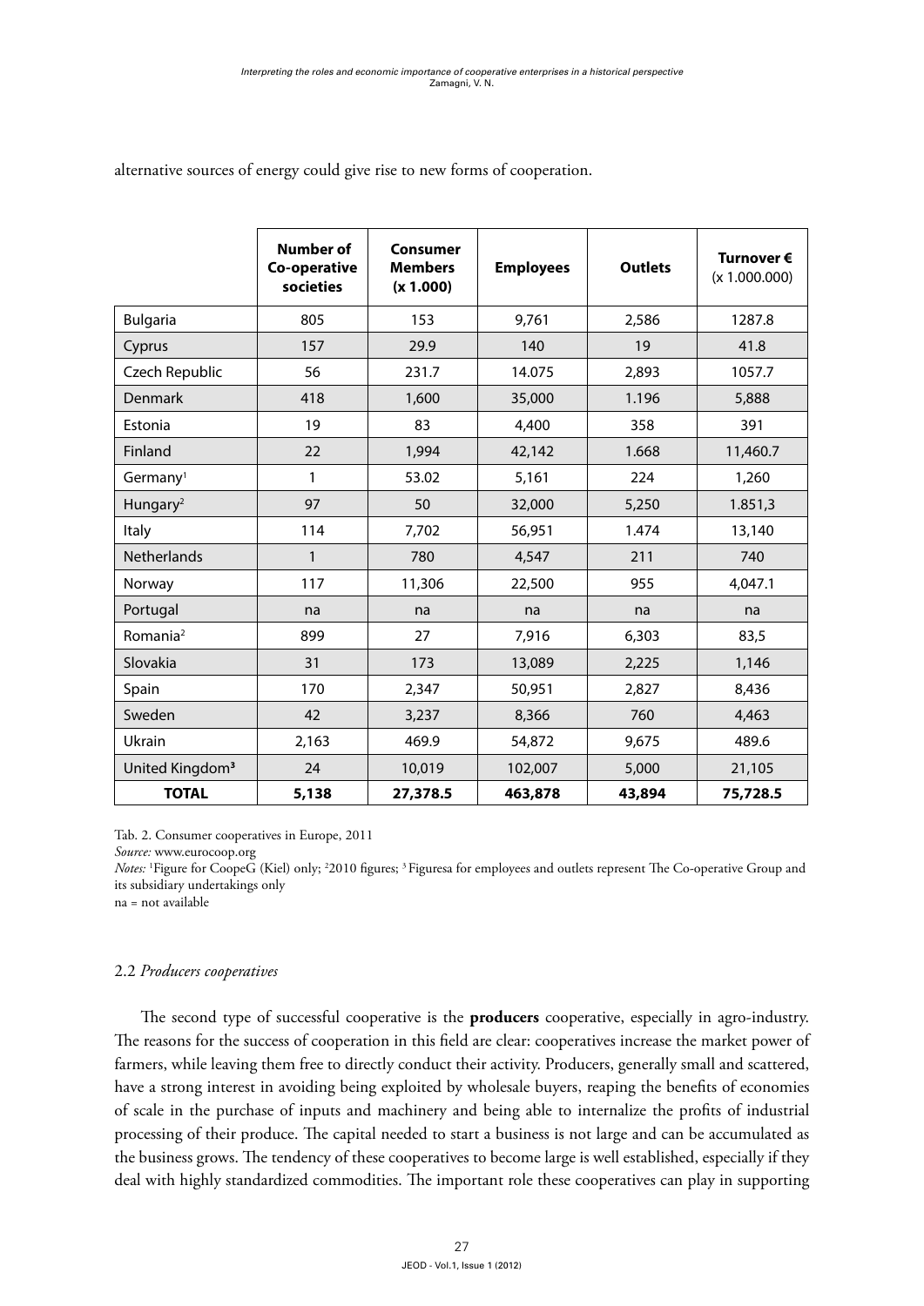alternative sources of energy could give rise to new forms of cooperation.

| | Number of Co-operative societies | Consumer Members (x 1.000) | Employees | Outlets | Turnover € (x 1.000.000) |
|---|---|---|---|---|---|
| Bulgaria | 805 | 153 | 9,761 | 2,586 | 1287.8 |
| Cyprus | 157 | 29.9 | 140 | 19 | 41.8 |
| Czech Republic | 56 | 231.7 | 14.075 | 2,893 | 1057.7 |
| Denmark | 418 | 1,600 | 35,000 | 1.196 | 5,888 |
| Estonia | 19 | 83 | 4,400 | 358 | 391 |
| Finland | 22 | 1,994 | 42,142 | 1.668 | 11,460.7 |
| Germany[1] | 1 | 53.02 | 5,161 | 224 | 1,260 |
| Hungary[2] | 97 | 50 | 32,000 | 5,250 | 1.851,3 |
| Italy | 114 | 7,702 | 56,951 | 1.474 | 13,140 |
| Netherlands | 1 | 780 | 4,547 | 211 | 740 |
| Norway | 117 | 11,306 | 22,500 | 955 | 4,047.1 |
| Portugal | na | na | na | na | na |
| Romania[2] | 899 | 27 | 7,916 | 6,303 | 83,5 |
| Slovakia | 31 | 173 | 13,089 | 2,225 | 1,146 |
| Spain | 170 | 2,347 | 50,951 | 2,827 | 8,436 |
| Sweden | 42 | 3,237 | 8,366 | 760 | 4,463 |
| Ukrain | 2,163 | 469.9 | 54,872 | 9,675 | 489.6 |
| United Kingdom[3] | 24 | 10,019 | 102,007 | 5,000 | 21,105 |
| **TOTAL** | **5,138** | **27,378.5** | **463,878** | **43,894** | **75,728.5** |

Tab. 2. Consumer cooperatives in Europe, 2011

*Source:* www.eurocoop.org

*Notes:* [1]Figure for CoopeG (Kiel) only; [2]2010 figures; [3]Figuresa for employees and outlets represent The Co-operative Group and its subsidiary undertakings only

na = not available

### 2.2 *Producers cooperatives*

The second type of successful cooperative is the **producers** cooperative, especially in agro-industry. The reasons for the success of cooperation in this field are clear: cooperatives increase the market power of farmers, while leaving them free to directly conduct their activity. Producers, generally small and scattered, have a strong interest in avoiding being exploited by wholesale buyers, reaping the benefits of economies of scale in the purchase of inputs and machinery and being able to internalize the profits of industrial processing of their produce. The capital needed to start a business is not large and can be accumulated as the business grows. The tendency of these cooperatives to become large is well established, especially if they deal with highly standardized commodities. The important role these cooperatives can play in supporting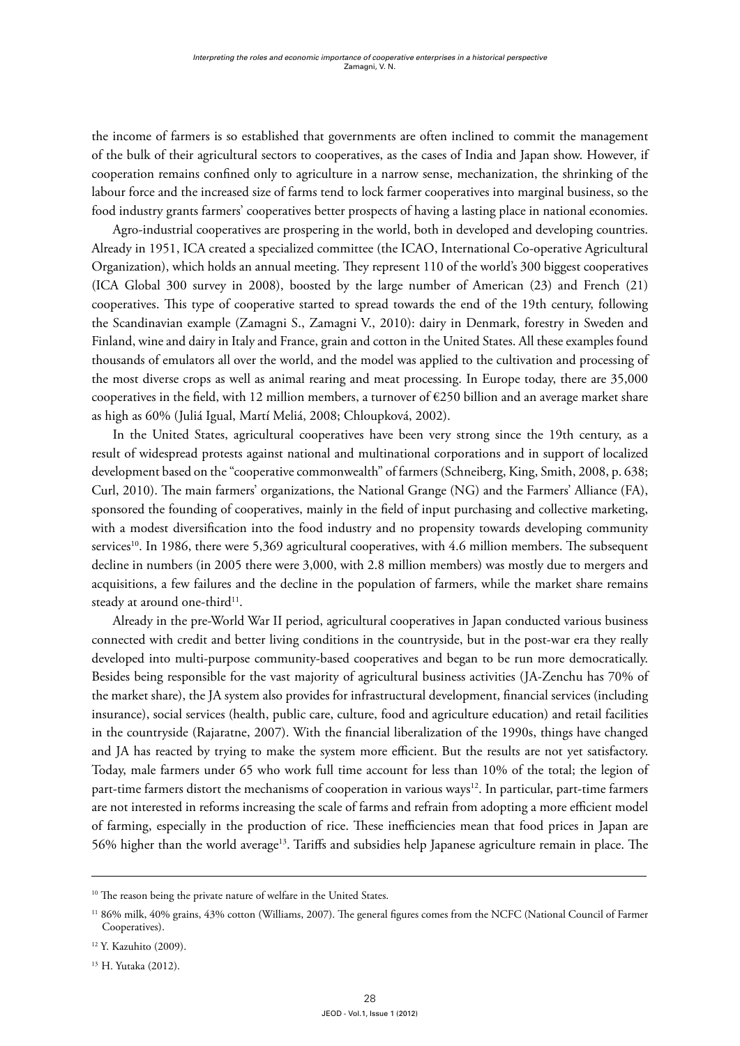the income of farmers is so established that governments are often inclined to commit the management of the bulk of their agricultural sectors to cooperatives, as the cases of India and Japan show. However, if cooperation remains confined only to agriculture in a narrow sense, mechanization, the shrinking of the labour force and the increased size of farms tend to lock farmer cooperatives into marginal business, so the food industry grants farmers' cooperatives better prospects of having a lasting place in national economies.

Agro-industrial cooperatives are prospering in the world, both in developed and developing countries. Already in 1951, ICA created a specialized committee (the ICAO, International Co-operative Agricultural Organization), which holds an annual meeting. They represent 110 of the world's 300 biggest cooperatives (ICA Global 300 survey in 2008), boosted by the large number of American (23) and French (21) cooperatives. This type of cooperative started to spread towards the end of the 19th century, following the Scandinavian example (Zamagni S., Zamagni V., 2010): dairy in Denmark, forestry in Sweden and Finland, wine and dairy in Italy and France, grain and cotton in the United States. All these examples found thousands of emulators all over the world, and the model was applied to the cultivation and processing of the most diverse crops as well as animal rearing and meat processing. In Europe today, there are 35,000 cooperatives in the field, with 12 million members, a turnover of €250 billion and an average market share as high as 60% (Juliá Igual, Martí Meliá, 2008; Chloupková, 2002).

In the United States, agricultural cooperatives have been very strong since the 19th century, as a result of widespread protests against national and multinational corporations and in support of localized development based on the "cooperative commonwealth" of farmers (Schneiberg, King, Smith, 2008, p. 638; Curl, 2010). The main farmers' organizations, the National Grange (NG) and the Farmers' Alliance (FA), sponsored the founding of cooperatives, mainly in the field of input purchasing and collective marketing, with a modest diversification into the food industry and no propensity towards developing community services[10]. In 1986, there were 5,369 agricultural cooperatives, with 4.6 million members. The subsequent decline in numbers (in 2005 there were 3,000, with 2.8 million members) was mostly due to mergers and acquisitions, a few failures and the decline in the population of farmers, while the market share remains steady at around one-third[11].

Already in the pre-World War II period, agricultural cooperatives in Japan conducted various business connected with credit and better living conditions in the countryside, but in the post-war era they really developed into multi-purpose community-based cooperatives and began to be run more democratically. Besides being responsible for the vast majority of agricultural business activities (JA-Zenchu has 70% of the market share), the JA system also provides for infrastructural development, financial services (including insurance), social services (health, public care, culture, food and agriculture education) and retail facilities in the countryside (Rajaratne, 2007). With the financial liberalization of the 1990s, things have changed and JA has reacted by trying to make the system more efficient. But the results are not yet satisfactory. Today, male farmers under 65 who work full time account for less than 10% of the total; the legion of part-time farmers distort the mechanisms of cooperation in various ways[12]. In particular, part-time farmers are not interested in reforms increasing the scale of farms and refrain from adopting a more efficient model of farming, especially in the production of rice. These inefficiencies mean that food prices in Japan are 56% higher than the world average[13]. Tariffs and subsidies help Japanese agriculture remain in place. The

---

[10] The reason being the private nature of welfare in the United States.

[11] 86% milk, 40% grains, 43% cotton (Williams, 2007). The general figures comes from the NCFC (National Council of Farmer Cooperatives).

[12] Y. Kazuhito (2009).

[13] H. Yutaka (2012).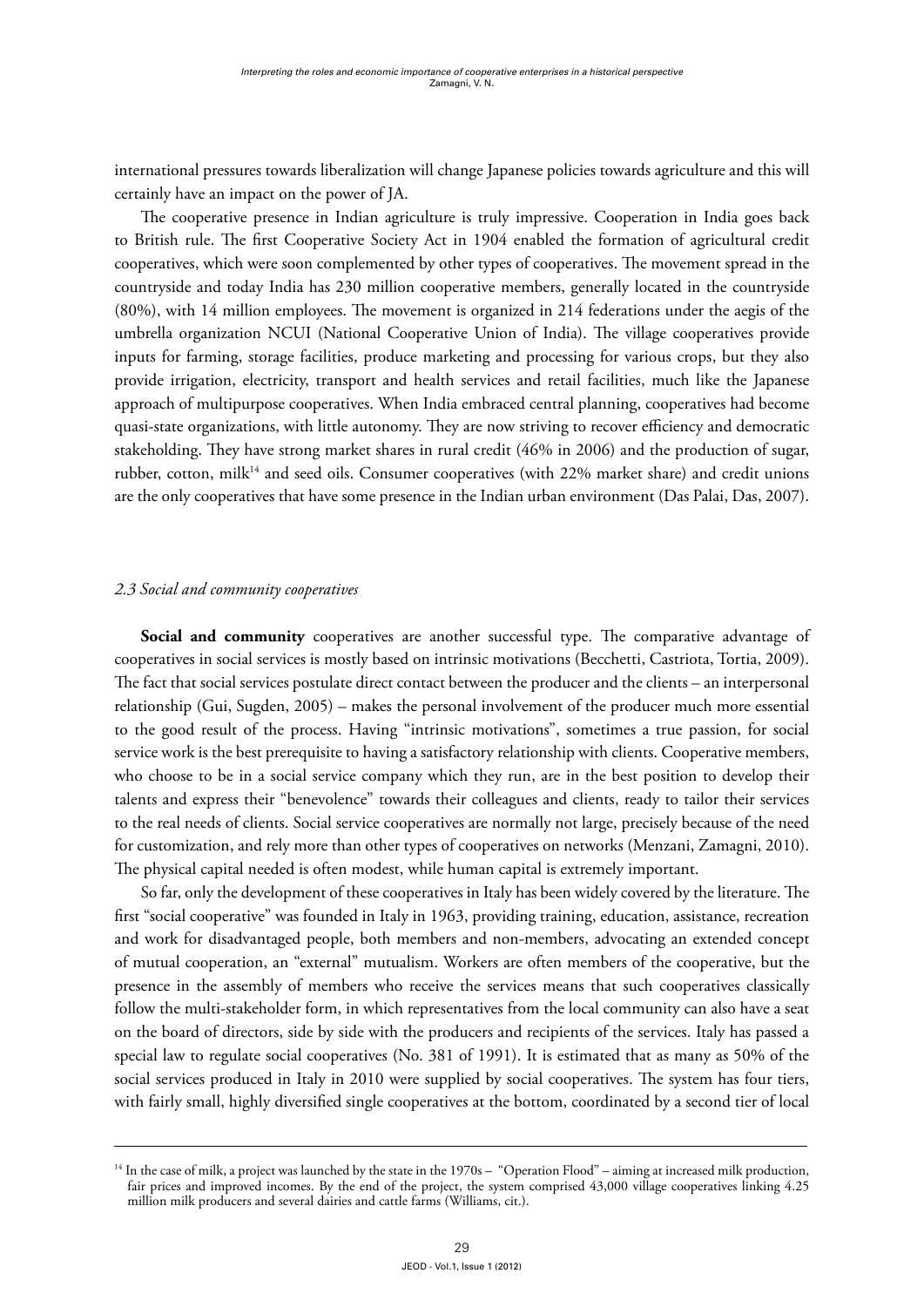international pressures towards liberalization will change Japanese policies towards agriculture and this will certainly have an impact on the power of JA.

The cooperative presence in Indian agriculture is truly impressive. Cooperation in India goes back to British rule. The first Cooperative Society Act in 1904 enabled the formation of agricultural credit cooperatives, which were soon complemented by other types of cooperatives. The movement spread in the countryside and today India has 230 million cooperative members, generally located in the countryside (80%), with 14 million employees. The movement is organized in 214 federations under the aegis of the umbrella organization NCUI (National Cooperative Union of India). The village cooperatives provide inputs for farming, storage facilities, produce marketing and processing for various crops, but they also provide irrigation, electricity, transport and health services and retail facilities, much like the Japanese approach of multipurpose cooperatives. When India embraced central planning, cooperatives had become quasi-state organizations, with little autonomy. They are now striving to recover efficiency and democratic stakeholding. They have strong market shares in rural credit (46% in 2006) and the production of sugar, rubber, cotton, milk[14] and seed oils. Consumer cooperatives (with 22% market share) and credit unions are the only cooperatives that have some presence in the Indian urban environment (Das Palai, Das, 2007).

### *2.3 Social and community cooperatives*

**Social and community** cooperatives are another successful type. The comparative advantage of cooperatives in social services is mostly based on intrinsic motivations (Becchetti, Castriota, Tortia, 2009). The fact that social services postulate direct contact between the producer and the clients – an interpersonal relationship (Gui, Sugden, 2005) – makes the personal involvement of the producer much more essential to the good result of the process. Having "intrinsic motivations", sometimes a true passion, for social service work is the best prerequisite to having a satisfactory relationship with clients. Cooperative members, who choose to be in a social service company which they run, are in the best position to develop their talents and express their "benevolence" towards their colleagues and clients, ready to tailor their services to the real needs of clients. Social service cooperatives are normally not large, precisely because of the need for customization, and rely more than other types of cooperatives on networks (Menzani, Zamagni, 2010). The physical capital needed is often modest, while human capital is extremely important.

So far, only the development of these cooperatives in Italy has been widely covered by the literature. The first "social cooperative" was founded in Italy in 1963, providing training, education, assistance, recreation and work for disadvantaged people, both members and non-members, advocating an extended concept of mutual cooperation, an "external" mutualism. Workers are often members of the cooperative, but the presence in the assembly of members who receive the services means that such cooperatives classically follow the multi-stakeholder form, in which representatives from the local community can also have a seat on the board of directors, side by side with the producers and recipients of the services. Italy has passed a special law to regulate social cooperatives (No. 381 of 1991). It is estimated that as many as 50% of the social services produced in Italy in 2010 were supplied by social cooperatives. The system has four tiers, with fairly small, highly diversified single cooperatives at the bottom, coordinated by a second tier of local

---

[14] In the case of milk, a project was launched by the state in the 1970s – "Operation Flood" – aiming at increased milk production, fair prices and improved incomes. By the end of the project, the system comprised 43,000 village cooperatives linking 4.25 million milk producers and several dairies and cattle farms (Williams, cit.).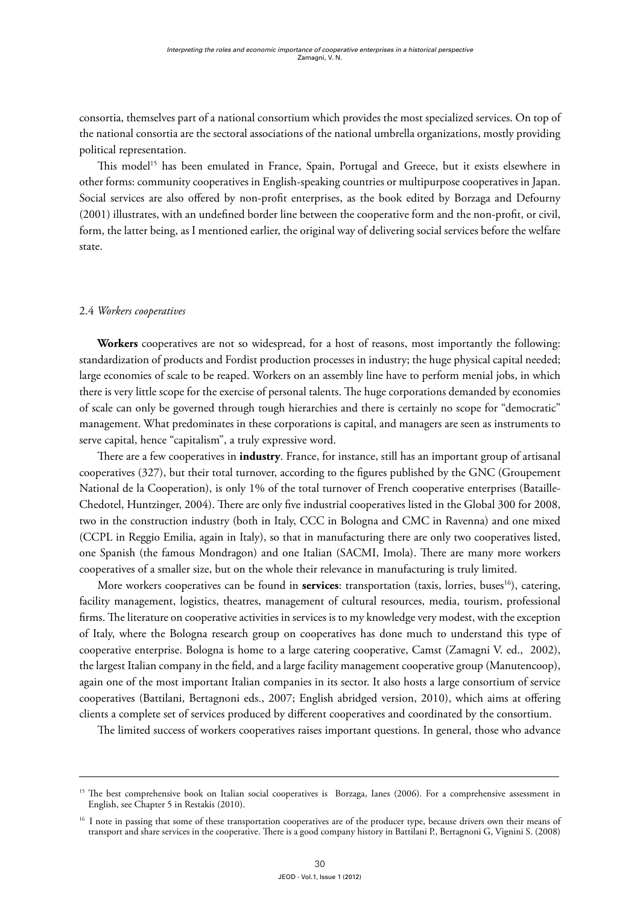consortia, themselves part of a national consortium which provides the most specialized services. On top of the national consortia are the sectoral associations of the national umbrella organizations, mostly providing political representation.

This model[15] has been emulated in France, Spain, Portugal and Greece, but it exists elsewhere in other forms: community cooperatives in English-speaking countries or multipurpose cooperatives in Japan. Social services are also offered by non-profit enterprises, as the book edited by Borzaga and Defourny (2001) illustrates, with an undefined border line between the cooperative form and the non-profit, or civil, form, the latter being, as I mentioned earlier, the original way of delivering social services before the welfare state.

### 2.4 *Workers cooperatives*

**Workers** cooperatives are not so widespread, for a host of reasons, most importantly the following: standardization of products and Fordist production processes in industry; the huge physical capital needed; large economies of scale to be reaped. Workers on an assembly line have to perform menial jobs, in which there is very little scope for the exercise of personal talents. The huge corporations demanded by economies of scale can only be governed through tough hierarchies and there is certainly no scope for "democratic" management. What predominates in these corporations is capital, and managers are seen as instruments to serve capital, hence "capitalism", a truly expressive word.

There are a few cooperatives in **industry**. France, for instance, still has an important group of artisanal cooperatives (327), but their total turnover, according to the figures published by the GNC (Groupement National de la Cooperation), is only 1% of the total turnover of French cooperative enterprises (Bataille-Chedotel, Huntzinger, 2004). There are only five industrial cooperatives listed in the Global 300 for 2008, two in the construction industry (both in Italy, CCC in Bologna and CMC in Ravenna) and one mixed (CCPL in Reggio Emilia, again in Italy), so that in manufacturing there are only two cooperatives listed, one Spanish (the famous Mondragon) and one Italian (SACMI, Imola). There are many more workers cooperatives of a smaller size, but on the whole their relevance in manufacturing is truly limited.

More workers cooperatives can be found in **services**: transportation (taxis, lorries, buses[16]), catering, facility management, logistics, theatres, management of cultural resources, media, tourism, professional firms. The literature on cooperative activities in services is to my knowledge very modest, with the exception of Italy, where the Bologna research group on cooperatives has done much to understand this type of cooperative enterprise. Bologna is home to a large catering cooperative, Camst (Zamagni V. ed., 2002), the largest Italian company in the field, and a large facility management cooperative group (Manutencoop), again one of the most important Italian companies in its sector. It also hosts a large consortium of service cooperatives (Battilani, Bertagnoni eds., 2007; English abridged version, 2010), which aims at offering clients a complete set of services produced by different cooperatives and coordinated by the consortium.

The limited success of workers cooperatives raises important questions. In general, those who advance

---

[15] The best comprehensive book on Italian social cooperatives is Borzaga, Ianes (2006). For a comprehensive assessment in English, see Chapter 5 in Restakis (2010).

[16] I note in passing that some of these transportation cooperatives are of the producer type, because drivers own their means of transport and share services in the cooperative. There is a good company history in Battilani P., Bertagnoni G, Vignini S. (2008)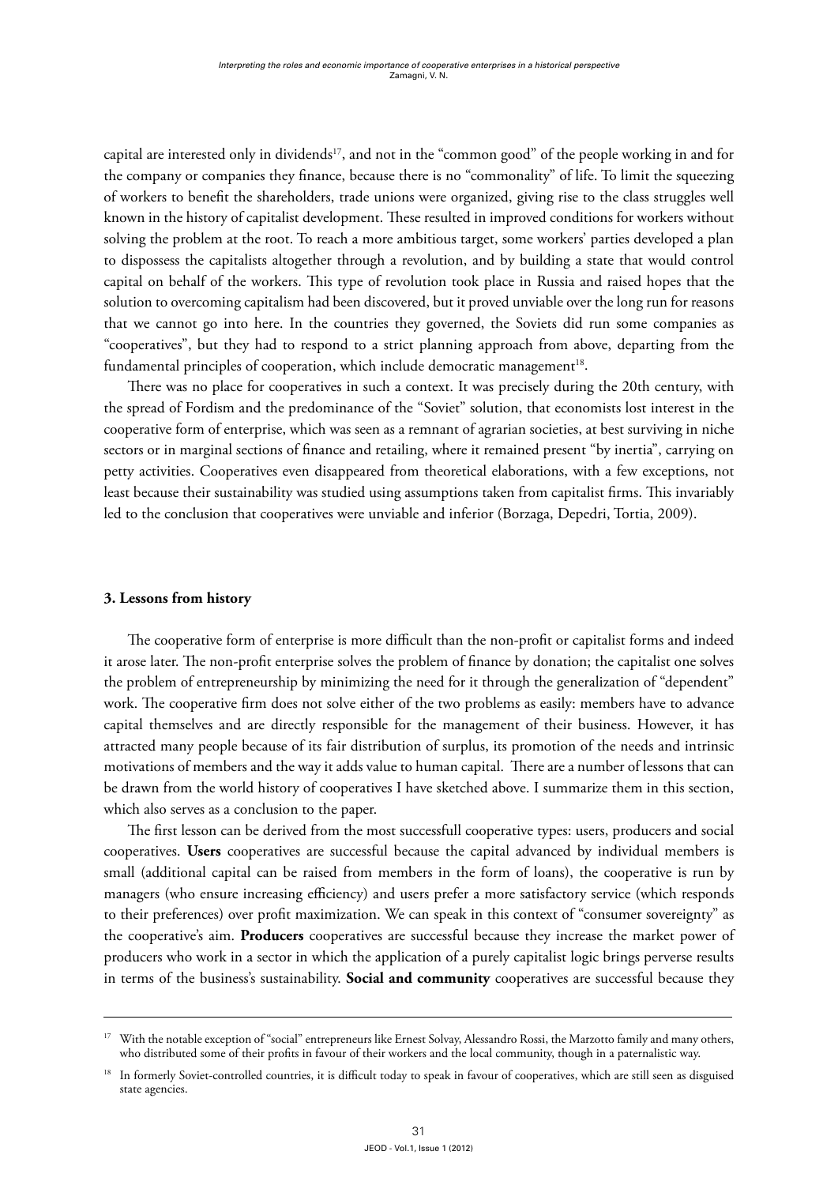capital are interested only in dividends[17], and not in the "common good" of the people working in and for the company or companies they finance, because there is no "commonality" of life. To limit the squeezing of workers to benefit the shareholders, trade unions were organized, giving rise to the class struggles well known in the history of capitalist development. These resulted in improved conditions for workers without solving the problem at the root. To reach a more ambitious target, some workers' parties developed a plan to dispossess the capitalists altogether through a revolution, and by building a state that would control capital on behalf of the workers. This type of revolution took place in Russia and raised hopes that the solution to overcoming capitalism had been discovered, but it proved unviable over the long run for reasons that we cannot go into here. In the countries they governed, the Soviets did run some companies as "cooperatives", but they had to respond to a strict planning approach from above, departing from the fundamental principles of cooperation, which include democratic management[18].

There was no place for cooperatives in such a context. It was precisely during the 20th century, with the spread of Fordism and the predominance of the "Soviet" solution, that economists lost interest in the cooperative form of enterprise, which was seen as a remnant of agrarian societies, at best surviving in niche sectors or in marginal sections of finance and retailing, where it remained present "by inertia", carrying on petty activities. Cooperatives even disappeared from theoretical elaborations, with a few exceptions, not least because their sustainability was studied using assumptions taken from capitalist firms. This invariably led to the conclusion that cooperatives were unviable and inferior (Borzaga, Depedri, Tortia, 2009).

## 3. Lessons from history

The cooperative form of enterprise is more difficult than the non-profit or capitalist forms and indeed it arose later. The non-profit enterprise solves the problem of finance by donation; the capitalist one solves the problem of entrepreneurship by minimizing the need for it through the generalization of "dependent" work. The cooperative firm does not solve either of the two problems as easily: members have to advance capital themselves and are directly responsible for the management of their business. However, it has attracted many people because of its fair distribution of surplus, its promotion of the needs and intrinsic motivations of members and the way it adds value to human capital. There are a number of lessons that can be drawn from the world history of cooperatives I have sketched above. I summarize them in this section, which also serves as a conclusion to the paper.

The first lesson can be derived from the most successfull cooperative types: users, producers and social cooperatives. **Users** cooperatives are successful because the capital advanced by individual members is small (additional capital can be raised from members in the form of loans), the cooperative is run by managers (who ensure increasing efficiency) and users prefer a more satisfactory service (which responds to their preferences) over profit maximization. We can speak in this context of "consumer sovereignty" as the cooperative's aim. **Producers** cooperatives are successful because they increase the market power of producers who work in a sector in which the application of a purely capitalist logic brings perverse results in terms of the business's sustainability. **Social and community** cooperatives are successful because they

---

[17] With the notable exception of "social" entrepreneurs like Ernest Solvay, Alessandro Rossi, the Marzotto family and many others, who distributed some of their profits in favour of their workers and the local community, though in a paternalistic way.

[18] In formerly Soviet-controlled countries, it is difficult today to speak in favour of cooperatives, which are still seen as disguised state agencies.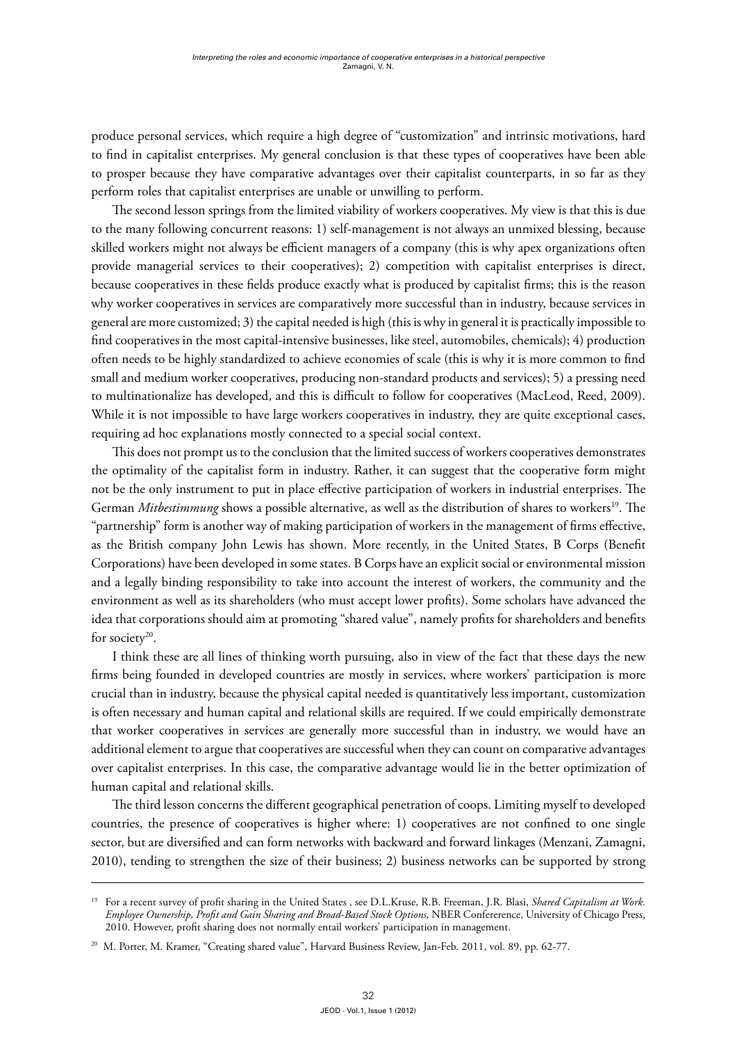produce personal services, which require a high degree of "customization" and intrinsic motivations, hard to find in capitalist enterprises. My general conclusion is that these types of cooperatives have been able to prosper because they have comparative advantages over their capitalist counterparts, in so far as they perform roles that capitalist enterprises are unable or unwilling to perform.

The second lesson springs from the limited viability of workers cooperatives. My view is that this is due to the many following concurrent reasons: 1) self-management is not always an unmixed blessing, because skilled workers might not always be efficient managers of a company (this is why apex organizations often provide managerial services to their cooperatives); 2) competition with capitalist enterprises is direct, because cooperatives in these fields produce exactly what is produced by capitalist firms; this is the reason why worker cooperatives in services are comparatively more successful than in industry, because services in general are more customized; 3) the capital needed is high (this is why in general it is practically impossible to find cooperatives in the most capital-intensive businesses, like steel, automobiles, chemicals); 4) production often needs to be highly standardized to achieve economies of scale (this is why it is more common to find small and medium worker cooperatives, producing non-standard products and services); 5) a pressing need to multinationalize has developed, and this is difficult to follow for cooperatives (MacLeod, Reed, 2009). While it is not impossible to have large workers cooperatives in industry, they are quite exceptional cases, requiring ad hoc explanations mostly connected to a special social context.

This does not prompt us to the conclusion that the limited success of workers cooperatives demonstrates the optimality of the capitalist form in industry. Rather, it can suggest that the cooperative form might not be the only instrument to put in place effective participation of workers in industrial enterprises. The German *Mitbestimmung* shows a possible alternative, as well as the distribution of shares to workers[19]. The "partnership" form is another way of making participation of workers in the management of firms effective, as the British company John Lewis has shown. More recently, in the United States, B Corps (Benefit Corporations) have been developed in some states. B Corps have an explicit social or environmental mission and a legally binding responsibility to take into account the interest of workers, the community and the environment as well as its shareholders (who must accept lower profits). Some scholars have advanced the idea that corporations should aim at promoting "shared value", namely profits for shareholders and benefits for society[20].

I think these are all lines of thinking worth pursuing, also in view of the fact that these days the new firms being founded in developed countries are mostly in services, where workers' participation is more crucial than in industry, because the physical capital needed is quantitatively less important, customization is often necessary and human capital and relational skills are required. If we could empirically demonstrate that worker cooperatives in services are generally more successful than in industry, we would have an additional element to argue that cooperatives are successful when they can count on comparative advantages over capitalist enterprises. In this case, the comparative advantage would lie in the better optimization of human capital and relational skills.

The third lesson concerns the different geographical penetration of coops. Limiting myself to developed countries, the presence of cooperatives is higher where: 1) cooperatives are not confined to one single sector, but are diversified and can form networks with backward and forward linkages (Menzani, Zamagni, 2010), tending to strengthen the size of their business; 2) business networks can be supported by strong

---

[19] For a recent survey of profit sharing in the United States , see D.L.Kruse, R.B. Freeman, J.R. Blasi, *Shared Capitalism at Work. Employee Ownership, Profit and Gain Sharing and Broad-Based Stock Options,* NBER Confererence, University of Chicago Press, 2010. However, profit sharing does not normally entail workers' participation in management.

[20] M. Porter, M. Kramer, "Creating shared value", Harvard Business Review, Jan-Feb. 2011, vol. 89, pp. 62-77.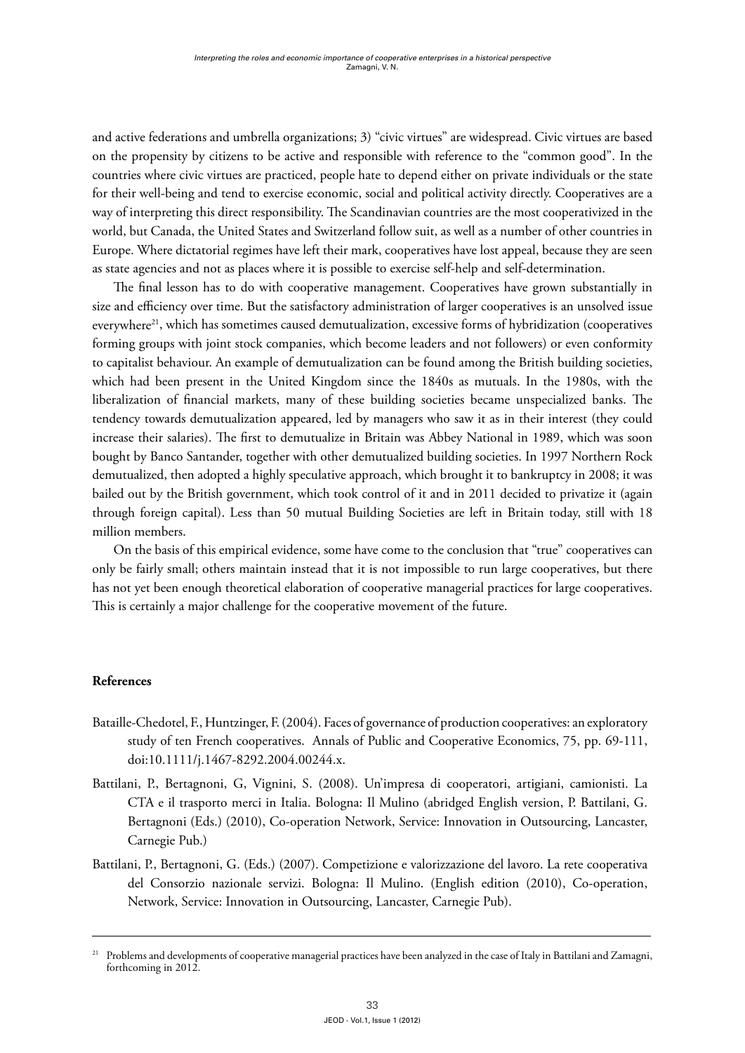and active federations and umbrella organizations; 3) "civic virtues" are widespread. Civic virtues are based on the propensity by citizens to be active and responsible with reference to the "common good". In the countries where civic virtues are practiced, people hate to depend either on private individuals or the state for their well-being and tend to exercise economic, social and political activity directly. Cooperatives are a way of interpreting this direct responsibility. The Scandinavian countries are the most cooperativized in the world, but Canada, the United States and Switzerland follow suit, as well as a number of other countries in Europe. Where dictatorial regimes have left their mark, cooperatives have lost appeal, because they are seen as state agencies and not as places where it is possible to exercise self-help and self-determination.

The final lesson has to do with cooperative management. Cooperatives have grown substantially in size and efficiency over time. But the satisfactory administration of larger cooperatives is an unsolved issue everywhere[21], which has sometimes caused demutualization, excessive forms of hybridization (cooperatives forming groups with joint stock companies, which become leaders and not followers) or even conformity to capitalist behaviour. An example of demutualization can be found among the British building societies, which had been present in the United Kingdom since the 1840s as mutuals. In the 1980s, with the liberalization of financial markets, many of these building societies became unspecialized banks. The tendency towards demutualization appeared, led by managers who saw it as in their interest (they could increase their salaries). The first to demutualize in Britain was Abbey National in 1989, which was soon bought by Banco Santander, together with other demutualized building societies. In 1997 Northern Rock demutualized, then adopted a highly speculative approach, which brought it to bankruptcy in 2008; it was bailed out by the British government, which took control of it and in 2011 decided to privatize it (again through foreign capital). Less than 50 mutual Building Societies are left in Britain today, still with 18 million members.

On the basis of this empirical evidence, some have come to the conclusion that "true" cooperatives can only be fairly small; others maintain instead that it is not impossible to run large cooperatives, but there has not yet been enough theoretical elaboration of cooperative managerial practices for large cooperatives. This is certainly a major challenge for the cooperative movement of the future.

## References

Bataille-Chedotel, F., Huntzinger, F. (2004). Faces of governance of production cooperatives: an exploratory study of ten French cooperatives. Annals of Public and Cooperative Economics, 75, pp. 69-111, doi:10.1111/j.1467-8292.2004.00244.x.

Battilani, P., Bertagnoni, G, Vignini, S. (2008). Un'impresa di cooperatori, artigiani, camionisti. La CTA e il trasporto merci in Italia. Bologna: Il Mulino (abridged English version, P. Battilani, G. Bertagnoni (Eds.) (2010), Co-operation Network, Service: Innovation in Outsourcing, Lancaster, Carnegie Pub.)

Battilani, P., Bertagnoni, G. (Eds.) (2007). Competizione e valorizzazione del lavoro. La rete cooperativa del Consorzio nazionale servizi. Bologna: Il Mulino. (English edition (2010), Co-operation, Network, Service: Innovation in Outsourcing, Lancaster, Carnegie Pub).

---

[21] Problems and developments of cooperative managerial practices have been analyzed in the case of Italy in Battilani and Zamagni, forthcoming in 2012.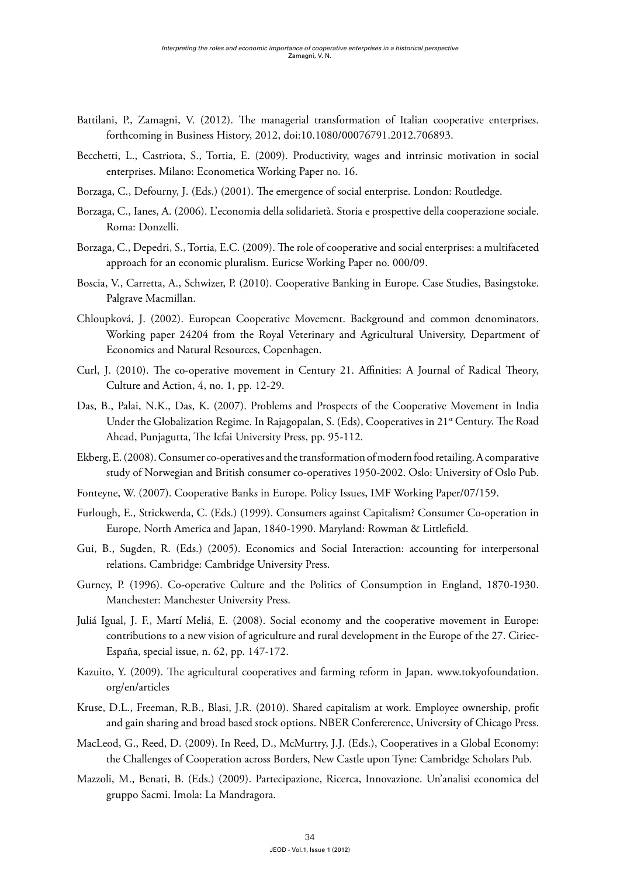Battilani, P., Zamagni, V. (2012). The managerial transformation of Italian cooperative enterprises. forthcoming in Business History, 2012, doi:10.1080/00076791.2012.706893.

Becchetti, L., Castriota, S., Tortia, E. (2009). Productivity, wages and intrinsic motivation in social enterprises. Milano: Econometica Working Paper no. 16.

Borzaga, C., Defourny, J. (Eds.) (2001). The emergence of social enterprise. London: Routledge.

Borzaga, C., Ianes, A. (2006). L'economia della solidarietà. Storia e prospettive della cooperazione sociale. Roma: Donzelli.

Borzaga, C., Depedri, S., Tortia, E.C. (2009). The role of cooperative and social enterprises: a multifaceted approach for an economic pluralism. Euricse Working Paper no. 000/09.

Boscia, V., Carretta, A., Schwizer, P. (2010). Cooperative Banking in Europe. Case Studies, Basingstoke. Palgrave Macmillan.

Chloupková, J. (2002). European Cooperative Movement. Background and common denominators. Working paper 24204 from the Royal Veterinary and Agricultural University, Department of Economics and Natural Resources, Copenhagen.

Curl, J. (2010). The co-operative movement in Century 21. Affinities: A Journal of Radical Theory, Culture and Action, 4, no. 1, pp. 12-29.

Das, B., Palai, N.K., Das, K. (2007). Problems and Prospects of the Cooperative Movement in India Under the Globalization Regime. In Rajagopalan, S. (Eds), Cooperatives in 21st Century. The Road Ahead, Punjagutta, The Icfai University Press, pp. 95-112.

Ekberg, E. (2008). Consumer co-operatives and the transformation of modern food retailing. A comparative study of Norwegian and British consumer co-operatives 1950-2002. Oslo: University of Oslo Pub.

Fonteyne, W. (2007). Cooperative Banks in Europe. Policy Issues, IMF Working Paper/07/159.

Furlough, E., Strickwerda, C. (Eds.) (1999). Consumers against Capitalism? Consumer Co-operation in Europe, North America and Japan, 1840-1990. Maryland: Rowman & Littlefield.

Gui, B., Sugden, R. (Eds.) (2005). Economics and Social Interaction: accounting for interpersonal relations. Cambridge: Cambridge University Press.

Gurney, P. (1996). Co-operative Culture and the Politics of Consumption in England, 1870-1930. Manchester: Manchester University Press.

Juliá Igual, J. F., Martí Meliá, E. (2008). Social economy and the cooperative movement in Europe: contributions to a new vision of agriculture and rural development in the Europe of the 27. Ciriec-España, special issue, n. 62, pp. 147-172.

Kazuito, Y. (2009). The agricultural cooperatives and farming reform in Japan. www.tokyofoundation.org/en/articles

Kruse, D.L., Freeman, R.B., Blasi, J.R. (2010). Shared capitalism at work. Employee ownership, profit and gain sharing and broad based stock options. NBER Confererence, University of Chicago Press.

MacLeod, G., Reed, D. (2009). In Reed, D., McMurtry, J.J. (Eds.), Cooperatives in a Global Economy: the Challenges of Cooperation across Borders, New Castle upon Tyne: Cambridge Scholars Pub.

Mazzoli, M., Benati, B. (Eds.) (2009). Partecipazione, Ricerca, Innovazione. Un'analisi economica del gruppo Sacmi. Imola: La Mandragora.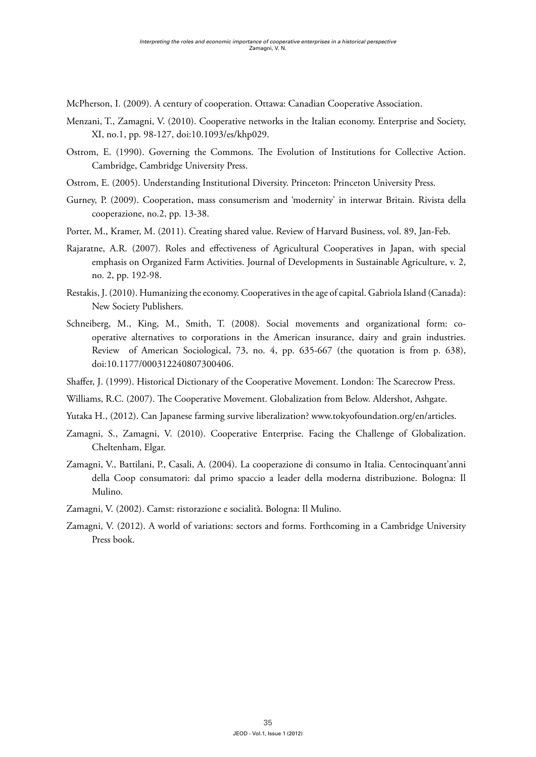McPherson, I. (2009). A century of cooperation. Ottawa: Canadian Cooperative Association.

Menzani, T., Zamagni, V. (2010). Cooperative networks in the Italian economy. Enterprise and Society, XI, no.1, pp. 98-127, doi:10.1093/es/khp029.

Ostrom, E. (1990). Governing the Commons. The Evolution of Institutions for Collective Action. Cambridge, Cambridge University Press.

Ostrom, E. (2005). Understanding Institutional Diversity. Princeton: Princeton University Press.

Gurney, P. (2009). Cooperation, mass consumerism and 'modernity' in interwar Britain. Rivista della cooperazione, no.2, pp. 13-38.

Porter, M., Kramer, M. (2011). Creating shared value. Review of Harvard Business, vol. 89, Jan-Feb.

Rajaratne, A.R. (2007). Roles and effectiveness of Agricultural Cooperatives in Japan, with special emphasis on Organized Farm Activities. Journal of Developments in Sustainable Agriculture, v. 2, no. 2, pp. 192-98.

Restakis, J. (2010). Humanizing the economy. Cooperatives in the age of capital. Gabriola Island (Canada): New Society Publishers.

Schneiberg, M., King, M., Smith, T. (2008). Social movements and organizational form: co-operative alternatives to corporations in the American insurance, dairy and grain industries. Review of American Sociological, 73, no. 4, pp. 635-667 (the quotation is from p. 638), doi:10.1177/000312240807300406.

Shaffer, J. (1999). Historical Dictionary of the Cooperative Movement. London: The Scarecrow Press.

Williams, R.C. (2007). The Cooperative Movement. Globalization from Below. Aldershot, Ashgate.

Yutaka H., (2012). Can Japanese farming survive liberalization? www.tokyofoundation.org/en/articles.

Zamagni, S., Zamagni, V. (2010). Cooperative Enterprise. Facing the Challenge of Globalization. Cheltenham, Elgar.

Zamagni, V., Battilani, P., Casali, A. (2004). La cooperazione di consumo in Italia. Centocinquant'anni della Coop consumatori: dal primo spaccio a leader della moderna distribuzione. Bologna: Il Mulino.

Zamagni, V. (2002). Camst: ristorazione e socialità. Bologna: Il Mulino.

Zamagni, V. (2012). A world of variations: sectors and forms. Forthcoming in a Cambridge University Press book.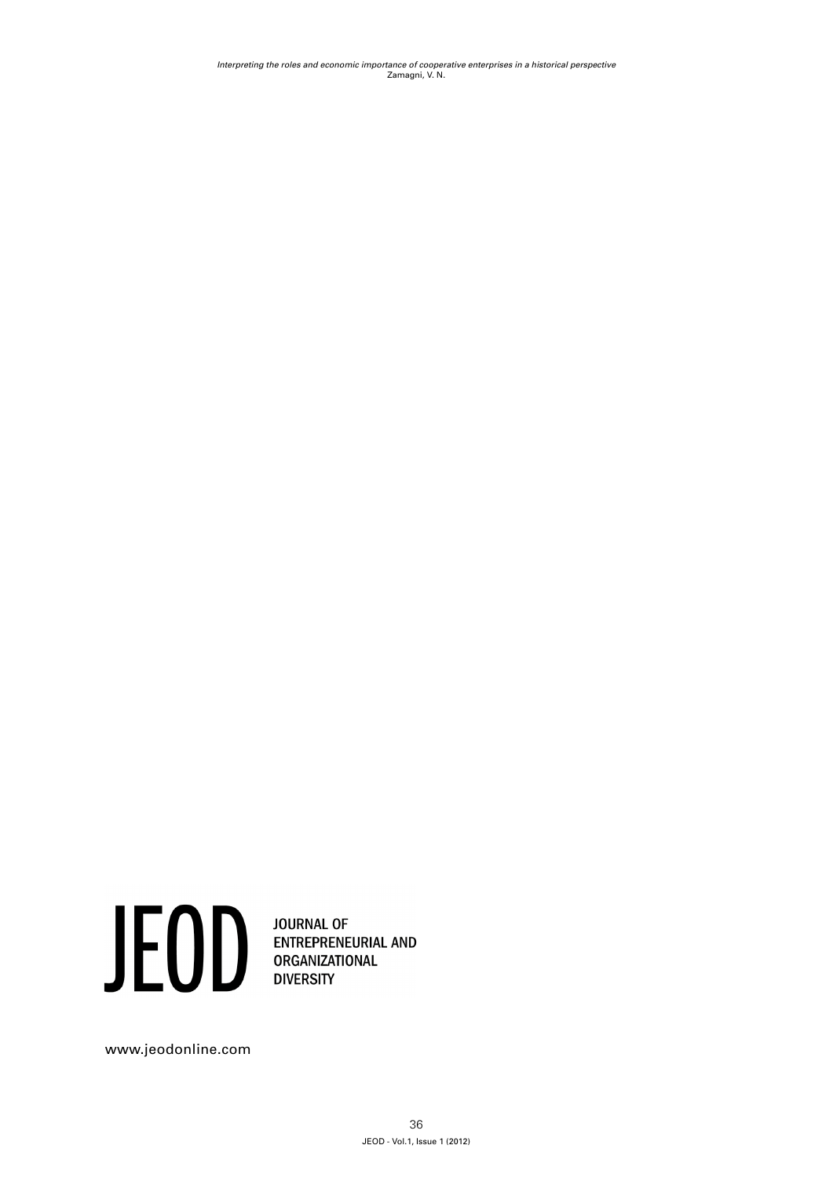JEOD

JOURNAL OF ENTREPRENEURIAL AND ORGANIZATIONAL DIVERSITY

www.jeodonline.com